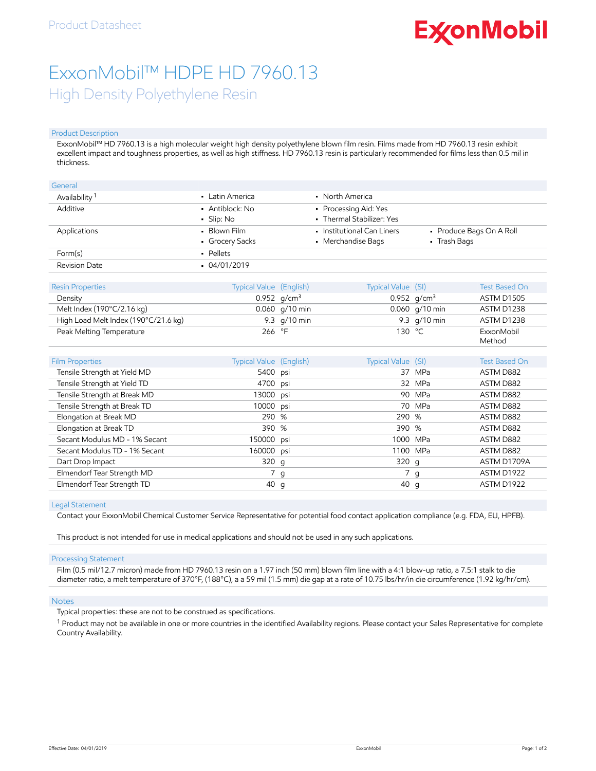Product Datasheet

ExxonMobil

# ExxonMobil™ HDPE HD 7960.13

## High Density Polyethylene Resin

### Product Description

ExxonMobil™ HD 7960.13 is a high molecular weight high density polyethylene blown film resin. Films made from HD 7960.13 resin exhibit excellent impact and toughness properties, as well as high stiffness. HD 7960.13 resin is particularly recommended for films less than 0.5 mil in thickness.

### General

| | | | |
|---|---|---|---|
| Availability [1] | • Latin America | • North America | |
| Additive | • Antiblock: No<br>• Slip: No | • Processing Aid: Yes<br>• Thermal Stabilizer: Yes | |
| Applications | • Blown Film<br>• Grocery Sacks | • Institutional Can Liners<br>• Merchandise Bags | • Produce Bags On A Roll<br>• Trash Bags |
| Form(s) | • Pellets | | |
| Revision Date | • 04/01/2019 | | |

### Resin Properties

| Resin Properties | Typical Value (English) | | Typical Value (SI) | | Test Based On |
|---|---|---|---|---|---|
| Density | 0.952 | $g/cm^3$ | 0.952 | $g/cm^3$ | ASTM D1505 |
| Melt Index (190°C/2.16 kg) | 0.060 | g/10 min | 0.060 | g/10 min | ASTM D1238 |
| High Load Melt Index (190°C/21.6 kg) | 9.3 | g/10 min | 9.3 | g/10 min | ASTM D1238 |
| Peak Melting Temperature | 266 | °F | 130 | °C | ExxonMobil Method |

### Film Properties

| Film Properties | Typical Value (English) | | Typical Value (SI) | | Test Based On |
|---|---|---|---|---|---|
| Tensile Strength at Yield MD | 5400 | psi | 37 | MPa | ASTM D882 |
| Tensile Strength at Yield TD | 4700 | psi | 32 | MPa | ASTM D882 |
| Tensile Strength at Break MD | 13000 | psi | 90 | MPa | ASTM D882 |
| Tensile Strength at Break TD | 10000 | psi | 70 | MPa | ASTM D882 |
| Elongation at Break MD | 290 | % | 290 | % | ASTM D882 |
| Elongation at Break TD | 390 | % | 390 | % | ASTM D882 |
| Secant Modulus MD - 1% Secant | 150000 | psi | 1000 | MPa | ASTM D882 |
| Secant Modulus TD - 1% Secant | 160000 | psi | 1100 | MPa | ASTM D882 |
| Dart Drop Impact | 320 | g | 320 | g | ASTM D1709A |
| Elmendorf Tear Strength MD | 7 | g | 7 | g | ASTM D1922 |
| Elmendorf Tear Strength TD | 40 | g | 40 | g | ASTM D1922 |

### Legal Statement

Contact your ExxonMobil Chemical Customer Service Representative for potential food contact application compliance (e.g. FDA, EU, HPFB).

This product is not intended for use in medical applications and should not be used in any such applications.

### Processing Statement

Film (0.5 mil/12.7 micron) made from HD 7960.13 resin on a 1.97 inch (50 mm) blown film line with a 4:1 blow-up ratio, a 7.5:1 stalk to die diameter ratio, a melt temperature of 370°F, (188°C), a a 59 mil (1.5 mm) die gap at a rate of 10.75 lbs/hr/in die circumference (1.92 kg/hr/cm).

### Notes

Typical properties: these are not to be construed as specifications.

[1] Product may not be available in one or more countries in the identified Availability regions. Please contact your Sales Representative for complete Country Availability.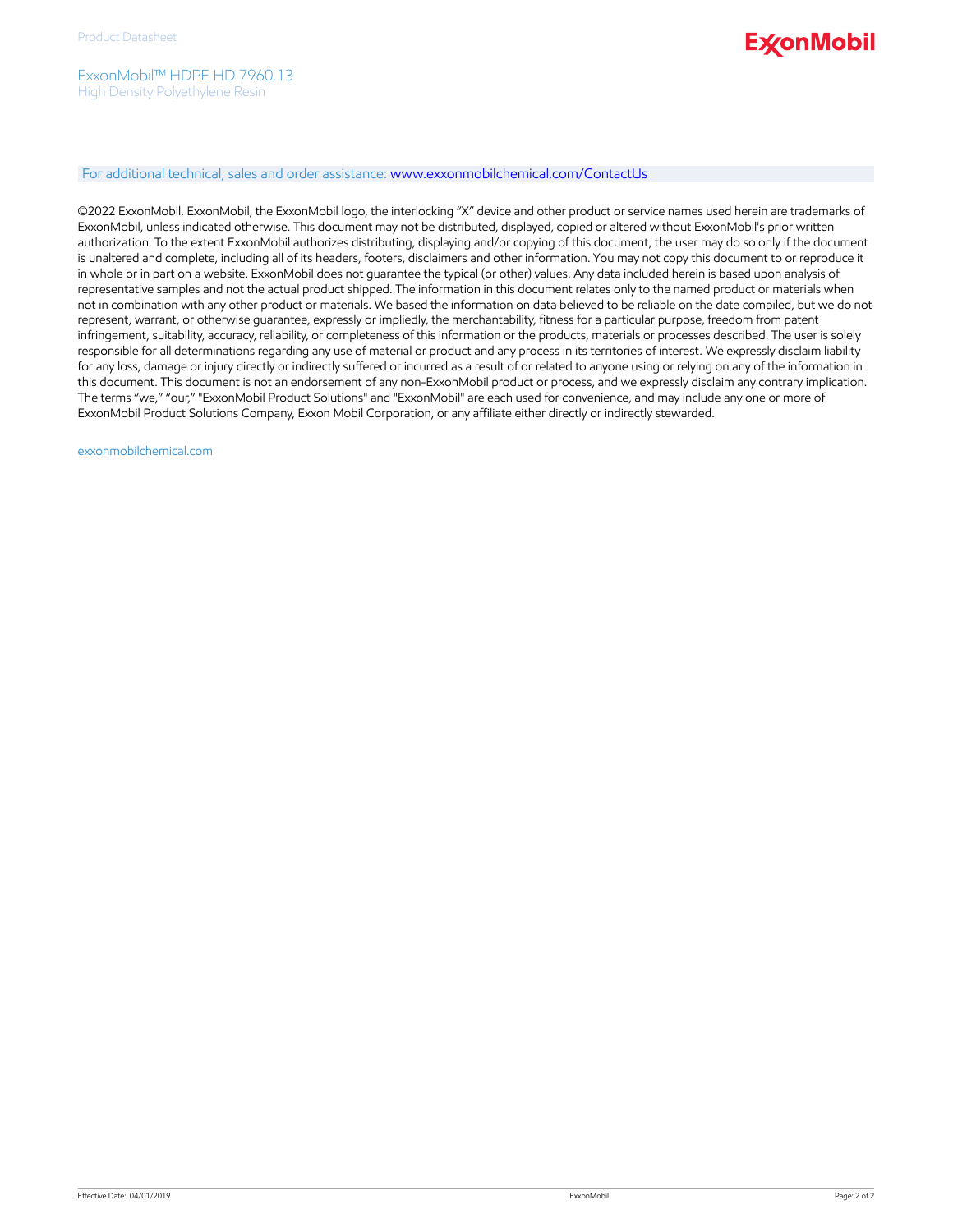For additional technical, sales and order assistance: www.exxonmobilchemical.com/ContactUs

©2022 ExxonMobil. ExxonMobil, the ExxonMobil logo, the interlocking "X" device and other product or service names used herein are trademarks of ExxonMobil, unless indicated otherwise. This document may not be distributed, displayed, copied or altered without ExxonMobil's prior written authorization. To the extent ExxonMobil authorizes distributing, displaying and/or copying of this document, the user may do so only if the document is unaltered and complete, including all of its headers, footers, disclaimers and other information. You may not copy this document to or reproduce it in whole or in part on a website. ExxonMobil does not guarantee the typical (or other) values. Any data included herein is based upon analysis of representative samples and not the actual product shipped. The information in this document relates only to the named product or materials when not in combination with any other product or materials. We based the information on data believed to be reliable on the date compiled, but we do not represent, warrant, or otherwise guarantee, expressly or impliedly, the merchantability, fitness for a particular purpose, freedom from patent infringement, suitability, accuracy, reliability, or completeness of this information or the products, materials or processes described. The user is solely responsible for all determinations regarding any use of material or product and any process in its territories of interest. We expressly disclaim liability for any loss, damage or injury directly or indirectly suffered or incurred as a result of or related to anyone using or relying on any of the information in this document. This document is not an endorsement of any non-ExxonMobil product or process, and we expressly disclaim any contrary implication. The terms "we," "our," "ExxonMobil Product Solutions" and "ExxonMobil" are each used for convenience, and may include any one or more of ExxonMobil Product Solutions Company, Exxon Mobil Corporation, or any affiliate either directly or indirectly stewarded.

exxonmobilchemical.com